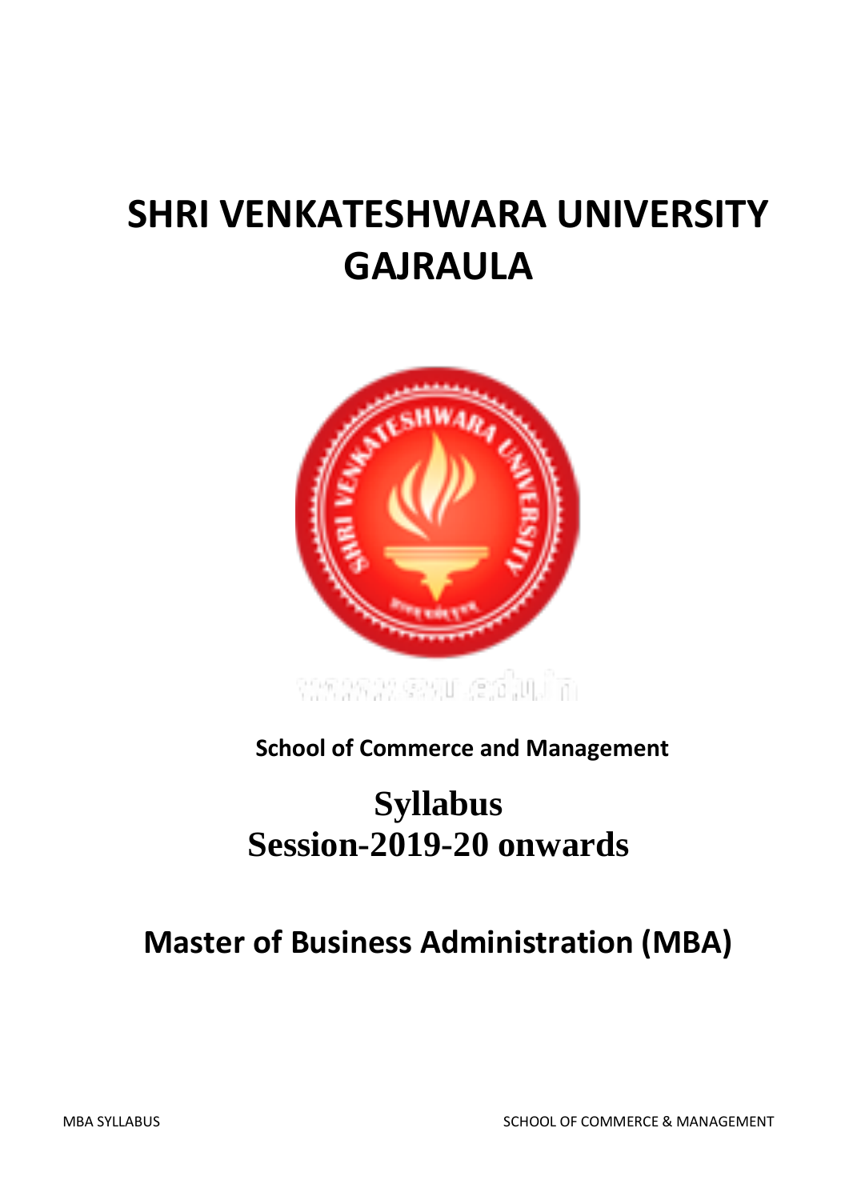# SHRI VENKATESHWARA UNIVERSITY GAJRAULA

www.svu.edu.in

**School of Commerce and Management**

## Syllabus
## Session-2019-20 onwards

# Master of Business Administration (MBA)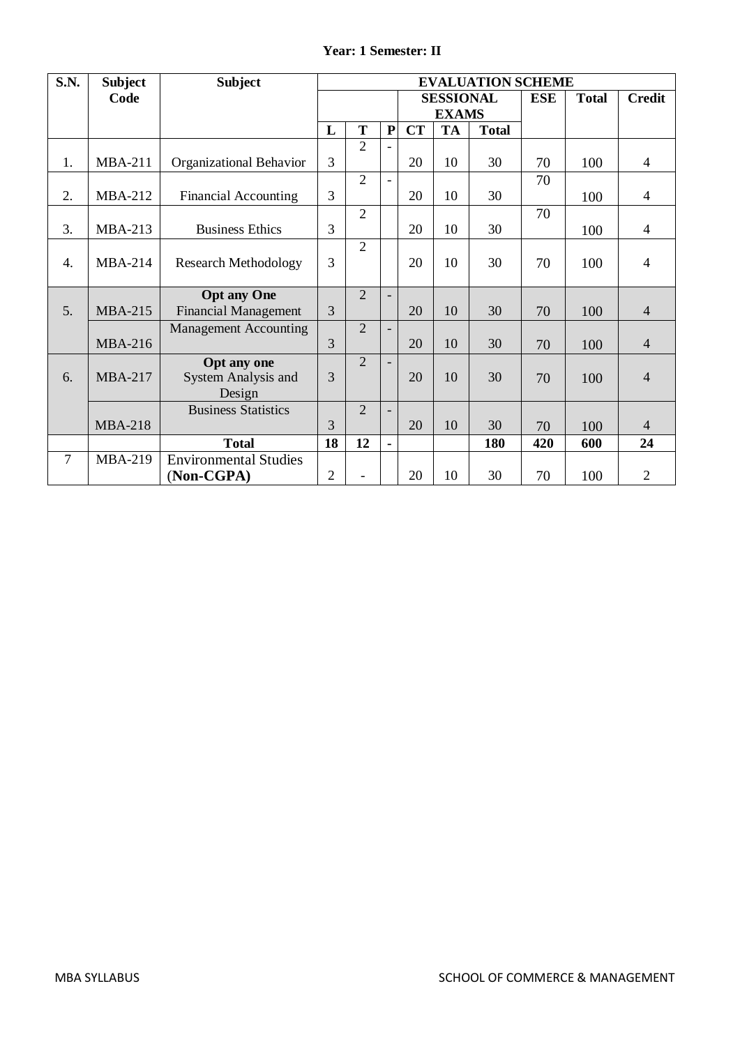**Year: 1 Semester: II**

| S.N. | Subject Code | Subject | EVALUATION SCHEME | | | | | | | | |
|---|---|---|---|---|---|---|---|---|---|---|---|
| | | | | | | SESSIONAL EXAMS | | | ESE | Total | Credit |
| | | | L | T | P | CT | TA | Total | | | |
| 1. | MBA-211 | Organizational Behavior | 3 | 2 | - | 20 | 10 | 30 | 70 | 100 | 4 |
| 2. | MBA-212 | Financial Accounting | 3 | 2 | - | 20 | 10 | 30 | 70 | 100 | 4 |
| 3. | MBA-213 | Business Ethics | 3 | 2 | | 20 | 10 | 30 | 70 | 100 | 4 |
| 4. | MBA-214 | Research Methodology | 3 | 2 | | 20 | 10 | 30 | 70 | 100 | 4 |
| 5. | MBA-215 | **Opt any One** Financial Management | 3 | 2 | - | 20 | 10 | 30 | 70 | 100 | 4 |
| | MBA-216 | Management Accounting | 3 | 2 | - | 20 | 10 | 30 | 70 | 100 | 4 |
| 6. | MBA-217 | **Opt any one** System Analysis and Design | 3 | 2 | - | 20 | 10 | 30 | 70 | 100 | 4 |
| | MBA-218 | Business Statistics | 3 | 2 | - | 20 | 10 | 30 | 70 | 100 | 4 |
| | | **Total** | **18** | **12** | **-** | | | **180** | **420** | **600** | **24** |
| 7 | MBA-219 | Environmental Studies (**Non-CGPA**) | 2 | - | | 20 | 10 | 30 | 70 | 100 | 2 |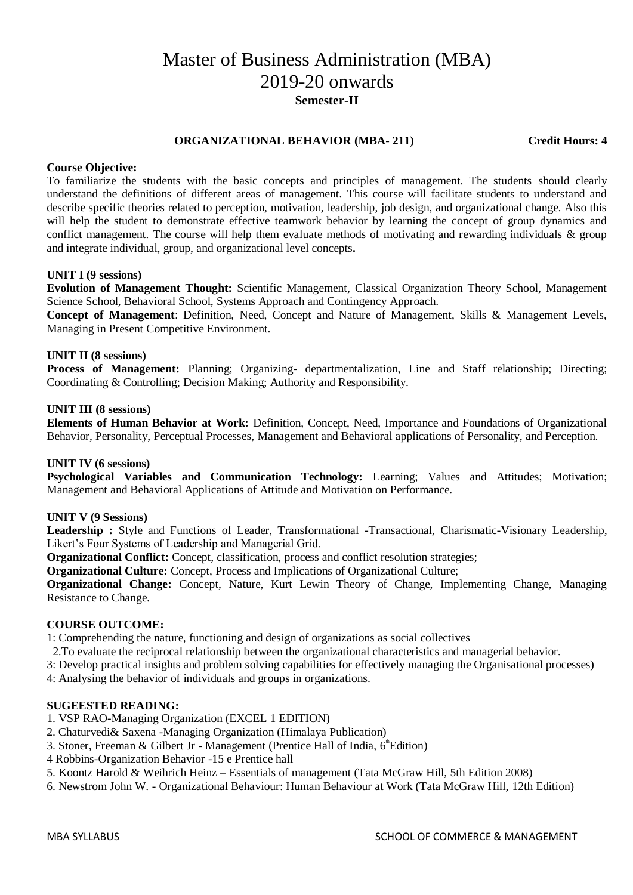# Master of Business Administration (MBA)
# 2019-20 onwards
## Semester-II

**ORGANIZATIONAL BEHAVIOR (MBA- 211)** **Credit Hours: 4**

**Course Objective:**
To familiarize the students with the basic concepts and principles of management. The students should clearly understand the definitions of different areas of management. This course will facilitate students to understand and describe specific theories related to perception, motivation, leadership, job design, and organizational change. Also this will help the student to demonstrate effective teamwork behavior by learning the concept of group dynamics and conflict management. The course will help them evaluate methods of motivating and rewarding individuals & group and integrate individual, group, and organizational level concepts**.**

**UNIT I (9 sessions)**
**Evolution of Management Thought:** Scientific Management, Classical Organization Theory School, Management Science School, Behavioral School, Systems Approach and Contingency Approach.
**Concept of Management**: Definition, Need, Concept and Nature of Management, Skills & Management Levels, Managing in Present Competitive Environment.

**UNIT II (8 sessions)**
**Process of Management:** Planning; Organizing- departmentalization, Line and Staff relationship; Directing; Coordinating & Controlling; Decision Making; Authority and Responsibility.

**UNIT III (8 sessions)**
**Elements of Human Behavior at Work:** Definition, Concept, Need, Importance and Foundations of Organizational Behavior, Personality, Perceptual Processes, Management and Behavioral applications of Personality, and Perception.

**UNIT IV (6 sessions)**
**Psychological Variables and Communication Technology:** Learning; Values and Attitudes; Motivation; Management and Behavioral Applications of Attitude and Motivation on Performance.

**UNIT V (9 Sessions)**
**Leadership :** Style and Functions of Leader, Transformational -Transactional, Charismatic-Visionary Leadership, Likert's Four Systems of Leadership and Managerial Grid.
**Organizational Conflict:** Concept, classification, process and conflict resolution strategies;
**Organizational Culture:** Concept, Process and Implications of Organizational Culture;
**Organizational Change:** Concept, Nature, Kurt Lewin Theory of Change, Implementing Change, Managing Resistance to Change.

**COURSE OUTCOME:**
1: Comprehending the nature, functioning and design of organizations as social collectives
2.To evaluate the reciprocal relationship between the organizational characteristics and managerial behavior.
3: Develop practical insights and problem solving capabilities for effectively managing the Organisational processes)
4: Analysing the behavior of individuals and groups in organizations.

**SUGEESTED READING:**
1. VSP RAO-Managing Organization (EXCEL 1 EDITION)
2. Chaturvedi& Saxena -Managing Organization (Himalaya Publication)
3. Stoner, Freeman & Gilbert Jr - Management (Prentice Hall of India, 6th Edition)
4 Robbins-Organization Behavior -15 e Prentice hall
5. Koontz Harold & Weihrich Heinz – Essentials of management (Tata McGraw Hill, 5th Edition 2008)
6. Newstrom John W. - Organizational Behaviour: Human Behaviour at Work (Tata McGraw Hill, 12th Edition)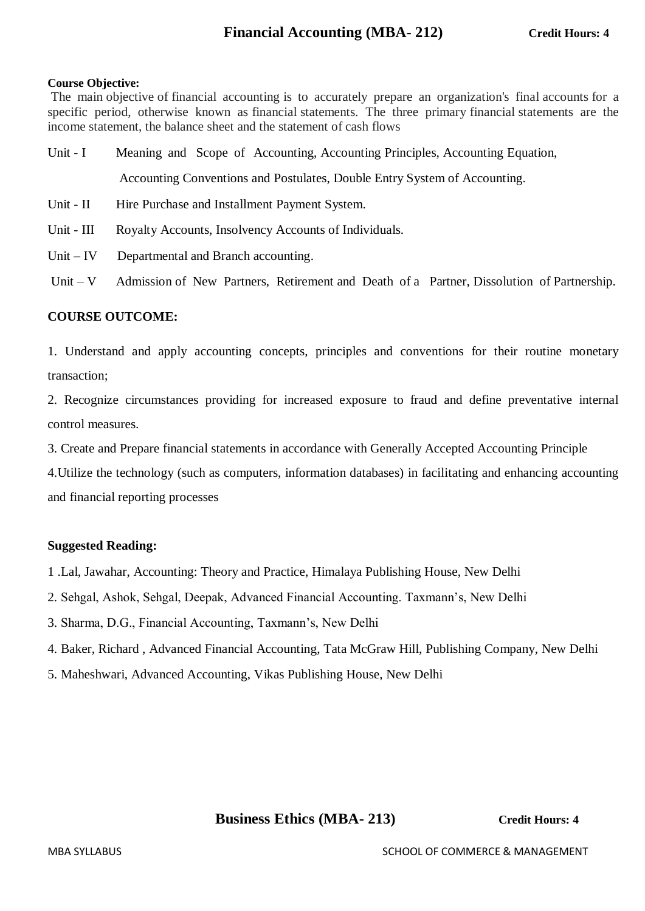## Financial Accounting (MBA- 212) **Credit Hours: 4**

**Course Objective:**

The main objective of financial accounting is to accurately prepare an organization's final accounts for a specific period, otherwise known as financial statements. The three primary financial statements are the income statement, the balance sheet and the statement of cash flows

Unit - I Meaning and Scope of Accounting, Accounting Principles, Accounting Equation, Accounting Conventions and Postulates, Double Entry System of Accounting.

Unit - II Hire Purchase and Installment Payment System.

Unit - III Royalty Accounts, Insolvency Accounts of Individuals.

Unit – IV Departmental and Branch accounting.

Unit – V Admission of New Partners, Retirement and Death of a Partner, Dissolution of Partnership.

**COURSE OUTCOME:**

1. Understand and apply accounting concepts, principles and conventions for their routine monetary transaction;
2. Recognize circumstances providing for increased exposure to fraud and define preventative internal control measures.
3. Create and Prepare financial statements in accordance with Generally Accepted Accounting Principle
4. Utilize the technology (such as computers, information databases) in facilitating and enhancing accounting and financial reporting processes

**Suggested Reading:**

1. Lal, Jawahar, Accounting: Theory and Practice, Himalaya Publishing House, New Delhi
2. Sehgal, Ashok, Sehgal, Deepak, Advanced Financial Accounting. Taxmann's, New Delhi
3. Sharma, D.G., Financial Accounting, Taxmann's, New Delhi
4. Baker, Richard , Advanced Financial Accounting, Tata McGraw Hill, Publishing Company, New Delhi
5. Maheshwari, Advanced Accounting, Vikas Publishing House, New Delhi

## Business Ethics (MBA- 213) **Credit Hours: 4**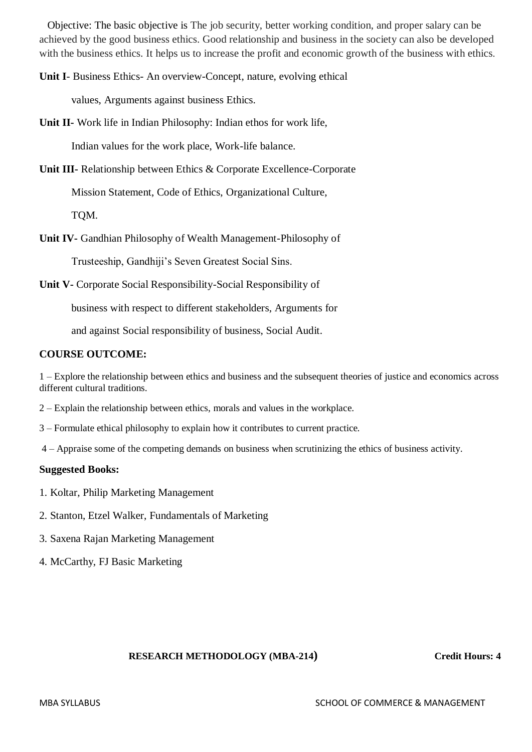Objective: The basic objective is The job security, better working condition, and proper salary can be achieved by the good business ethics. Good relationship and business in the society can also be developed with the business ethics. It helps us to increase the profit and economic growth of the business with ethics.

**Unit I**- Business Ethics- An overview-Concept, nature, evolving ethical values, Arguments against business Ethics.

**Unit II-** Work life in Indian Philosophy: Indian ethos for work life, Indian values for the work place, Work-life balance.

**Unit III-** Relationship between Ethics & Corporate Excellence-Corporate Mission Statement, Code of Ethics, Organizational Culture, TQM.

**Unit IV-** Gandhian Philosophy of Wealth Management-Philosophy of Trusteeship, Gandhiji's Seven Greatest Social Sins.

**Unit V-** Corporate Social Responsibility-Social Responsibility of business with respect to different stakeholders, Arguments for and against Social responsibility of business, Social Audit.

**COURSE OUTCOME:**

1 – Explore the relationship between ethics and business and the subsequent theories of justice and economics across different cultural traditions.

2 – Explain the relationship between ethics, morals and values in the workplace.

3 – Formulate ethical philosophy to explain how it contributes to current practice.

4 – Appraise some of the competing demands on business when scrutinizing the ethics of business activity.

**Suggested Books:**

1. Koltar, Philip Marketing Management
2. Stanton, Etzel Walker, Fundamentals of Marketing
3. Saxena Rajan Marketing Management
4. McCarthy, FJ Basic Marketing

**RESEARCH METHODOLOGY (MBA-214)** **Credit Hours: 4**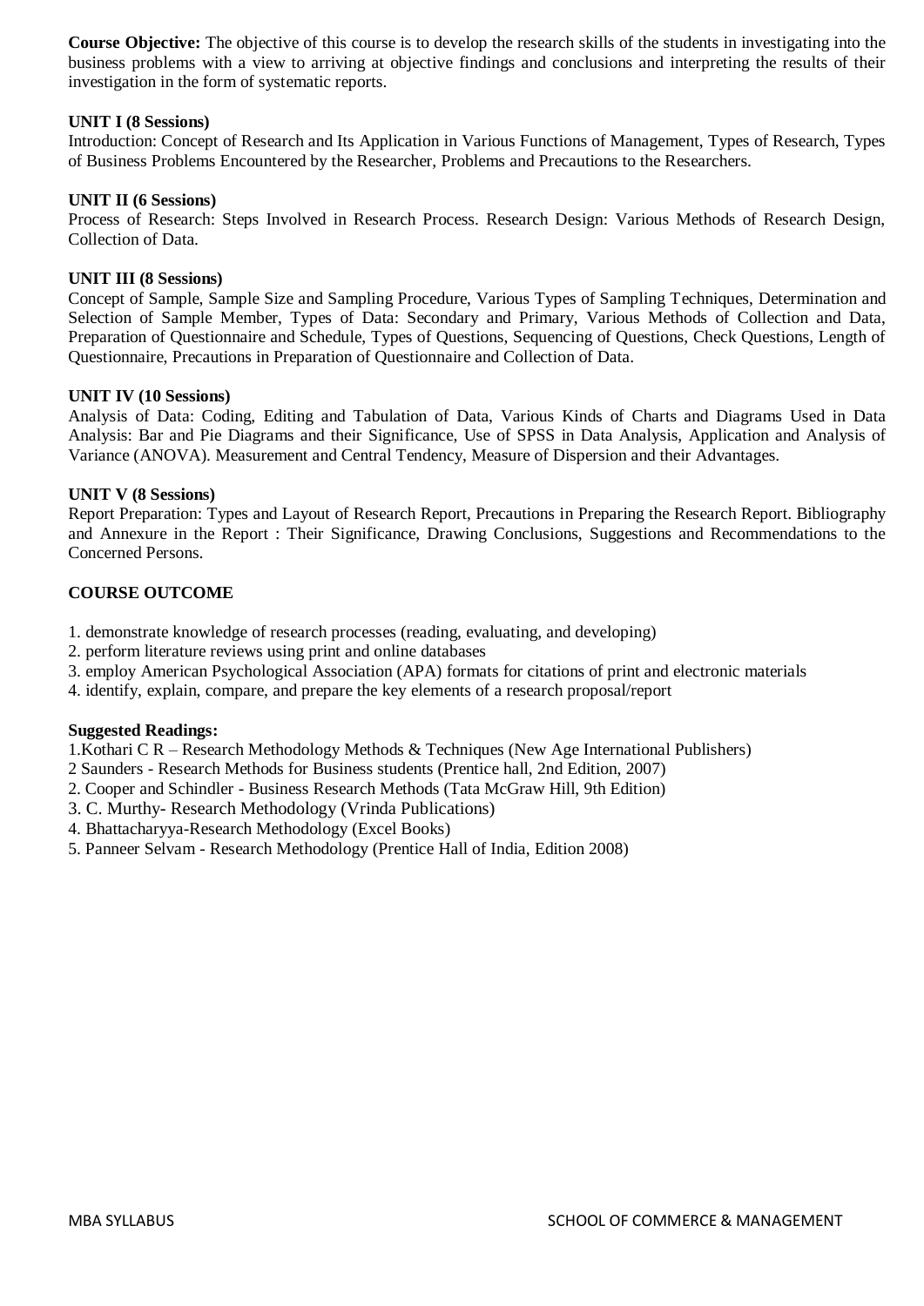**Course Objective:** The objective of this course is to develop the research skills of the students in investigating into the business problems with a view to arriving at objective findings and conclusions and interpreting the results of their investigation in the form of systematic reports.

**UNIT I (8 Sessions)**

Introduction: Concept of Research and Its Application in Various Functions of Management, Types of Research, Types of Business Problems Encountered by the Researcher, Problems and Precautions to the Researchers.

**UNIT II (6 Sessions)**

Process of Research: Steps Involved in Research Process. Research Design: Various Methods of Research Design, Collection of Data.

**UNIT III (8 Sessions)**

Concept of Sample, Sample Size and Sampling Procedure, Various Types of Sampling Techniques, Determination and Selection of Sample Member, Types of Data: Secondary and Primary, Various Methods of Collection and Data, Preparation of Questionnaire and Schedule, Types of Questions, Sequencing of Questions, Check Questions, Length of Questionnaire, Precautions in Preparation of Questionnaire and Collection of Data.

**UNIT IV (10 Sessions)**

Analysis of Data: Coding, Editing and Tabulation of Data, Various Kinds of Charts and Diagrams Used in Data Analysis: Bar and Pie Diagrams and their Significance, Use of SPSS in Data Analysis, Application and Analysis of Variance (ANOVA). Measurement and Central Tendency, Measure of Dispersion and their Advantages.

**UNIT V (8 Sessions)**

Report Preparation: Types and Layout of Research Report, Precautions in Preparing the Research Report. Bibliography and Annexure in the Report : Their Significance, Drawing Conclusions, Suggestions and Recommendations to the Concerned Persons.

**COURSE OUTCOME**

1. demonstrate knowledge of research processes (reading, evaluating, and developing)
2. perform literature reviews using print and online databases
3. employ American Psychological Association (APA) formats for citations of print and electronic materials
4. identify, explain, compare, and prepare the key elements of a research proposal/report

**Suggested Readings:**

1.Kothari C R – Research Methodology Methods & Techniques (New Age International Publishers)
2 Saunders - Research Methods for Business students (Prentice hall, 2nd Edition, 2007)
2. Cooper and Schindler - Business Research Methods (Tata McGraw Hill, 9th Edition)
3. C. Murthy- Research Methodology (Vrinda Publications)
4. Bhattacharyya-Research Methodology (Excel Books)
5. Panneer Selvam - Research Methodology (Prentice Hall of India, Edition 2008)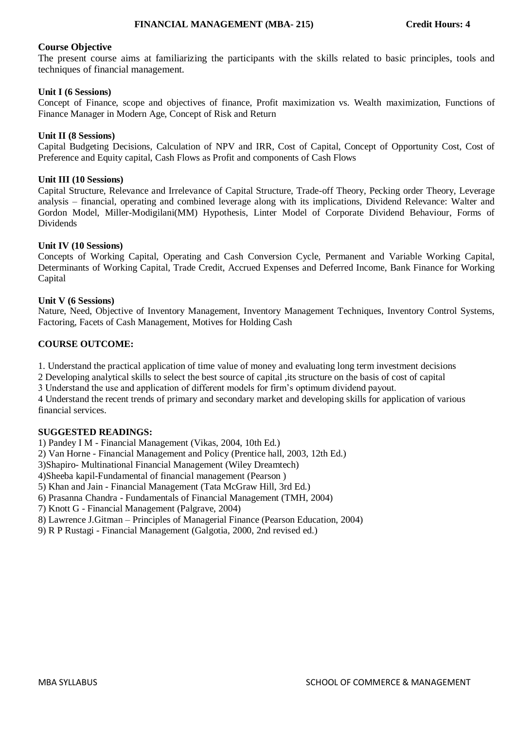**FINANCIAL MANAGEMENT (MBA- 215) Credit Hours: 4**

**Course Objective**

The present course aims at familiarizing the participants with the skills related to basic principles, tools and techniques of financial management.

**Unit I (6 Sessions)**

Concept of Finance, scope and objectives of finance, Profit maximization vs. Wealth maximization, Functions of Finance Manager in Modern Age, Concept of Risk and Return

**Unit II (8 Sessions)**

Capital Budgeting Decisions, Calculation of NPV and IRR, Cost of Capital, Concept of Opportunity Cost, Cost of Preference and Equity capital, Cash Flows as Profit and components of Cash Flows

**Unit III (10 Sessions)**

Capital Structure, Relevance and Irrelevance of Capital Structure, Trade-off Theory, Pecking order Theory, Leverage analysis – financial, operating and combined leverage along with its implications, Dividend Relevance: Walter and Gordon Model, Miller-Modigilani(MM) Hypothesis, Linter Model of Corporate Dividend Behaviour, Forms of Dividends

**Unit IV (10 Sessions)**

Concepts of Working Capital, Operating and Cash Conversion Cycle, Permanent and Variable Working Capital, Determinants of Working Capital, Trade Credit, Accrued Expenses and Deferred Income, Bank Finance for Working Capital

**Unit V (6 Sessions)**

Nature, Need, Objective of Inventory Management, Inventory Management Techniques, Inventory Control Systems, Factoring, Facets of Cash Management, Motives for Holding Cash

**COURSE OUTCOME:**

1. Understand the practical application of time value of money and evaluating long term investment decisions
2 Developing analytical skills to select the best source of capital ,its structure on the basis of cost of capital
3 Understand the use and application of different models for firm's optimum dividend payout.
4 Understand the recent trends of primary and secondary market and developing skills for application of various financial services.

**SUGGESTED READINGS:**

1) Pandey I M - Financial Management (Vikas, 2004, 10th Ed.)
2) Van Horne - Financial Management and Policy (Prentice hall, 2003, 12th Ed.)
3)Shapiro- Multinational Financial Management (Wiley Dreamtech)
4)Sheeba kapil-Fundamental of financial management (Pearson )
5) Khan and Jain - Financial Management (Tata McGraw Hill, 3rd Ed.)
6) Prasanna Chandra - Fundamentals of Financial Management (TMH, 2004)
7) Knott G - Financial Management (Palgrave, 2004)
8) Lawrence J.Gitman – Principles of Managerial Finance (Pearson Education, 2004)
9) R P Rustagi - Financial Management (Galgotia, 2000, 2nd revised ed.)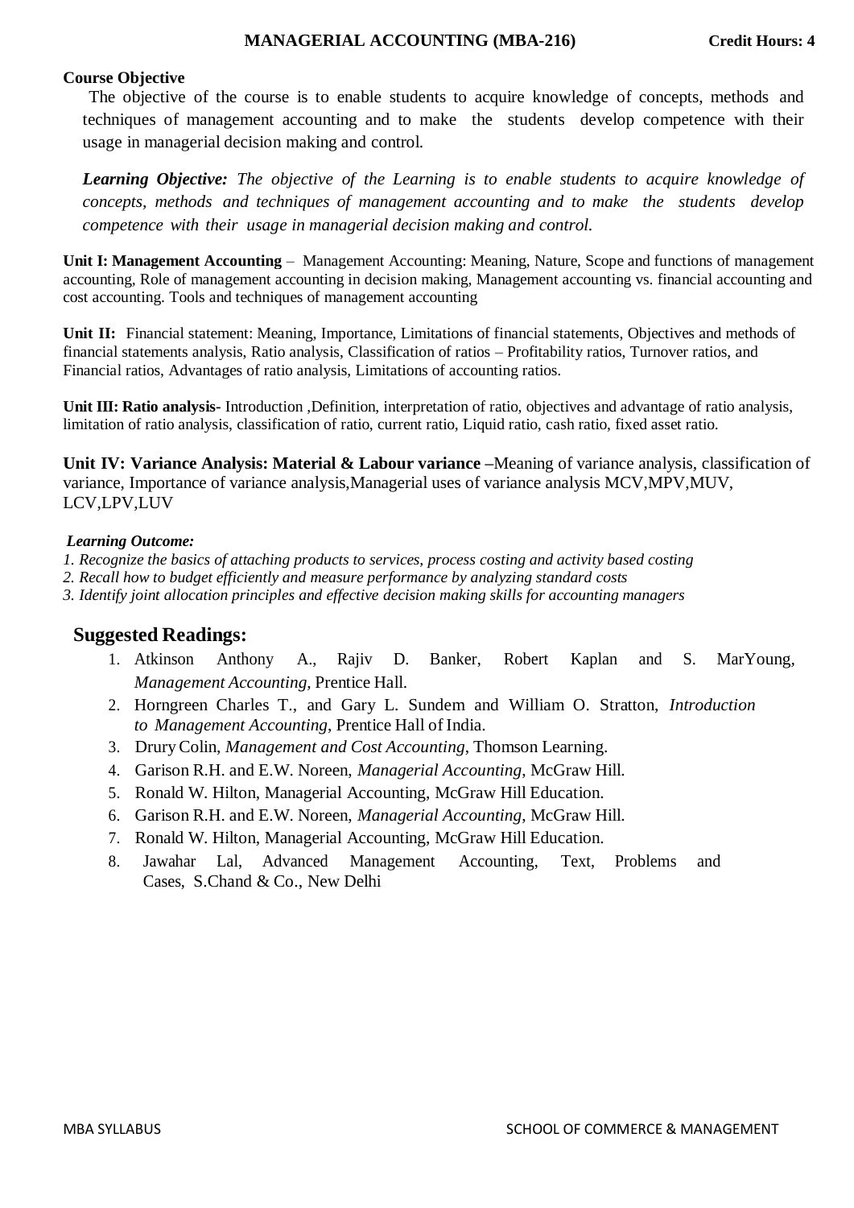## MANAGERIAL ACCOUNTING (MBA-216) — Credit Hours: 4

**Course Objective**

The objective of the course is to enable students to acquire knowledge of concepts, methods and techniques of management accounting and to make the students develop competence with their usage in managerial decision making and control.

***Learning Objective:*** *The objective of the Learning is to enable students to acquire knowledge of concepts, methods and techniques of management accounting and to make the students develop competence with their usage in managerial decision making and control.*

**Unit I: Management Accounting** – Management Accounting: Meaning, Nature, Scope and functions of management accounting, Role of management accounting in decision making, Management accounting vs. financial accounting and cost accounting. Tools and techniques of management accounting

**Unit II:** Financial statement: Meaning, Importance, Limitations of financial statements, Objectives and methods of financial statements analysis, Ratio analysis, Classification of ratios – Profitability ratios, Turnover ratios, and Financial ratios, Advantages of ratio analysis, Limitations of accounting ratios.

**Unit III: Ratio analysis-** Introduction ,Definition, interpretation of ratio, objectives and advantage of ratio analysis, limitation of ratio analysis, classification of ratio, current ratio, Liquid ratio, cash ratio, fixed asset ratio.

**Unit IV: Variance Analysis: Material & Labour variance** –Meaning of variance analysis, classification of variance, Importance of variance analysis,Managerial uses of variance analysis MCV,MPV,MUV, LCV,LPV,LUV

***Learning Outcome:***

*1. Recognize the basics of attaching products to services, process costing and activity based costing*
*2. Recall how to budget efficiently and measure performance by analyzing standard costs*
*3. Identify joint allocation principles and effective decision making skills for accounting managers*

## Suggested Readings:

1. Atkinson Anthony A., Rajiv D. Banker, Robert Kaplan and S. MarYoung, *Management Accounting,* Prentice Hall.
2. Horngreen Charles T., and Gary L. Sundem and William O. Stratton, *Introduction to Management Accounting*, Prentice Hall of India.
3. Drury Colin, *Management and Cost Accounting*, Thomson Learning.
4. Garison R.H. and E.W. Noreen, *Managerial Accounting*, McGraw Hill.
5. Ronald W. Hilton, Managerial Accounting, McGraw Hill Education.
6. Garison R.H. and E.W. Noreen, *Managerial Accounting*, McGraw Hill.
7. Ronald W. Hilton, Managerial Accounting, McGraw Hill Education.
8. Jawahar Lal, Advanced Management Accounting, Text, Problems and Cases, S.Chand & Co., New Delhi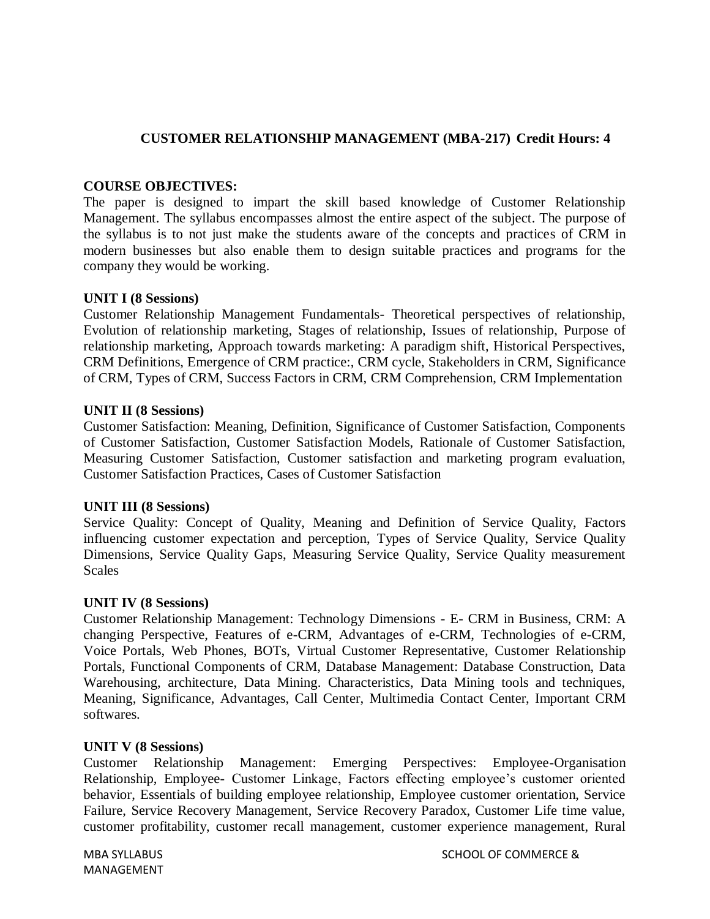## CUSTOMER RELATIONSHIP MANAGEMENT (MBA-217) Credit Hours: 4

**COURSE OBJECTIVES:**

The paper is designed to impart the skill based knowledge of Customer Relationship Management. The syllabus encompasses almost the entire aspect of the subject. The purpose of the syllabus is to not just make the students aware of the concepts and practices of CRM in modern businesses but also enable them to design suitable practices and programs for the company they would be working.

**UNIT I (8 Sessions)**

Customer Relationship Management Fundamentals- Theoretical perspectives of relationship, Evolution of relationship marketing, Stages of relationship, Issues of relationship, Purpose of relationship marketing, Approach towards marketing: A paradigm shift, Historical Perspectives, CRM Definitions, Emergence of CRM practice:, CRM cycle, Stakeholders in CRM, Significance of CRM, Types of CRM, Success Factors in CRM, CRM Comprehension, CRM Implementation

**UNIT II (8 Sessions)**

Customer Satisfaction: Meaning, Definition, Significance of Customer Satisfaction, Components of Customer Satisfaction, Customer Satisfaction Models, Rationale of Customer Satisfaction, Measuring Customer Satisfaction, Customer satisfaction and marketing program evaluation, Customer Satisfaction Practices, Cases of Customer Satisfaction

**UNIT III (8 Sessions)**

Service Quality: Concept of Quality, Meaning and Definition of Service Quality, Factors influencing customer expectation and perception, Types of Service Quality, Service Quality Dimensions, Service Quality Gaps, Measuring Service Quality, Service Quality measurement Scales

**UNIT IV (8 Sessions)**

Customer Relationship Management: Technology Dimensions - E- CRM in Business, CRM: A changing Perspective, Features of e-CRM, Advantages of e-CRM, Technologies of e-CRM, Voice Portals, Web Phones, BOTs, Virtual Customer Representative, Customer Relationship Portals, Functional Components of CRM, Database Management: Database Construction, Data Warehousing, architecture, Data Mining. Characteristics, Data Mining tools and techniques, Meaning, Significance, Advantages, Call Center, Multimedia Contact Center, Important CRM softwares.

**UNIT V (8 Sessions)**

Customer Relationship Management: Emerging Perspectives: Employee-Organisation Relationship, Employee- Customer Linkage, Factors effecting employee's customer oriented behavior, Essentials of building employee relationship, Employee customer orientation, Service Failure, Service Recovery Management, Service Recovery Paradox, Customer Life time value, customer profitability, customer recall management, customer experience management, Rural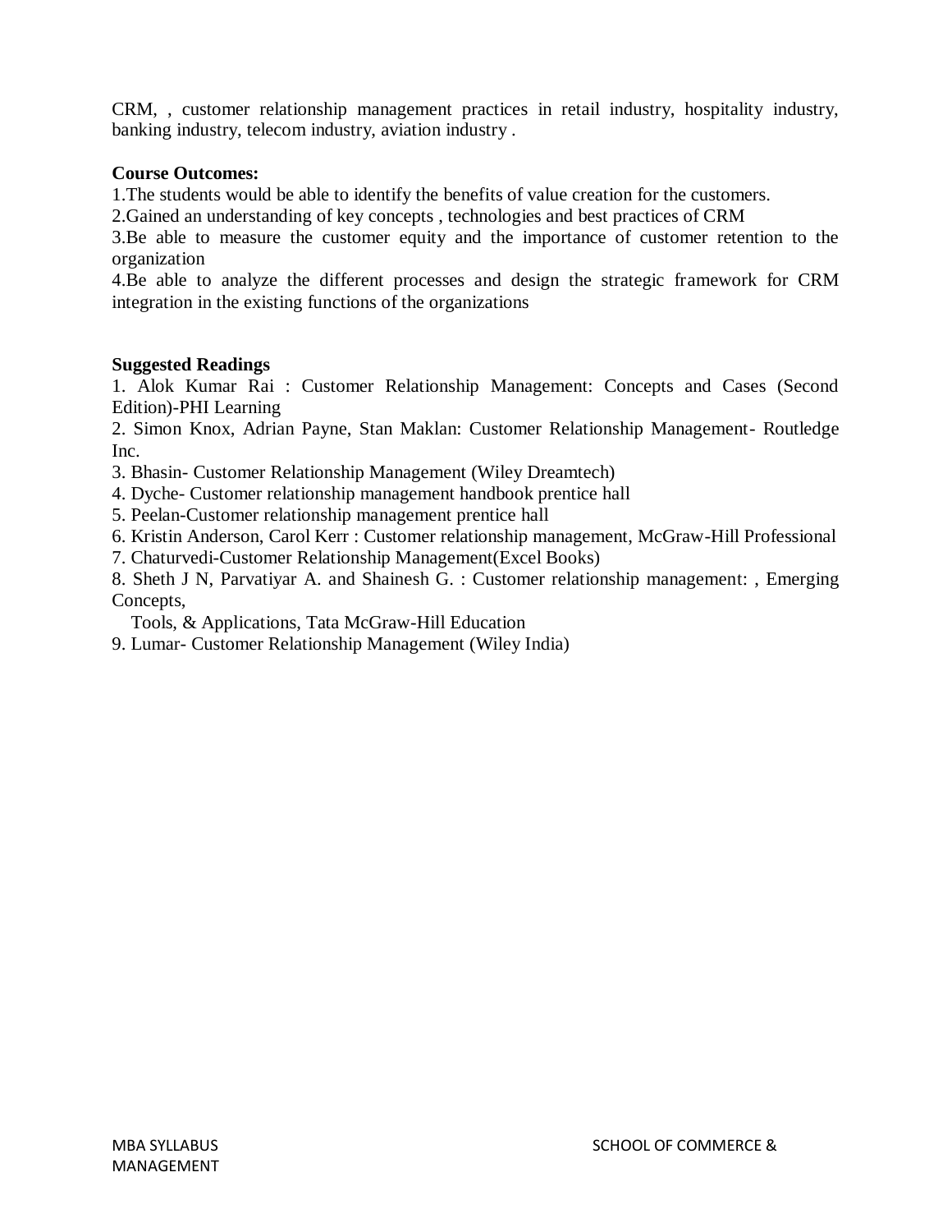CRM, , customer relationship management practices in retail industry, hospitality industry, banking industry, telecom industry, aviation industry .

**Course Outcomes:**

1.The students would be able to identify the benefits of value creation for the customers.
2.Gained an understanding of key concepts , technologies and best practices of CRM
3.Be able to measure the customer equity and the importance of customer retention to the organization
4.Be able to analyze the different processes and design the strategic framework for CRM integration in the existing functions of the organizations

**Suggested Readings**

1. Alok Kumar Rai : Customer Relationship Management: Concepts and Cases (Second Edition)-PHI Learning
2. Simon Knox, Adrian Payne, Stan Maklan: Customer Relationship Management- Routledge Inc.
3. Bhasin- Customer Relationship Management (Wiley Dreamtech)
4. Dyche- Customer relationship management handbook prentice hall
5. Peelan-Customer relationship management prentice hall
6. Kristin Anderson, Carol Kerr : Customer relationship management, McGraw-Hill Professional
7. Chaturvedi-Customer Relationship Management(Excel Books)
8. Sheth J N, Parvatiyar A. and Shainesh G. : Customer relationship management: , Emerging Concepts,
   Tools, & Applications, Tata McGraw-Hill Education
9. Lumar- Customer Relationship Management (Wiley India)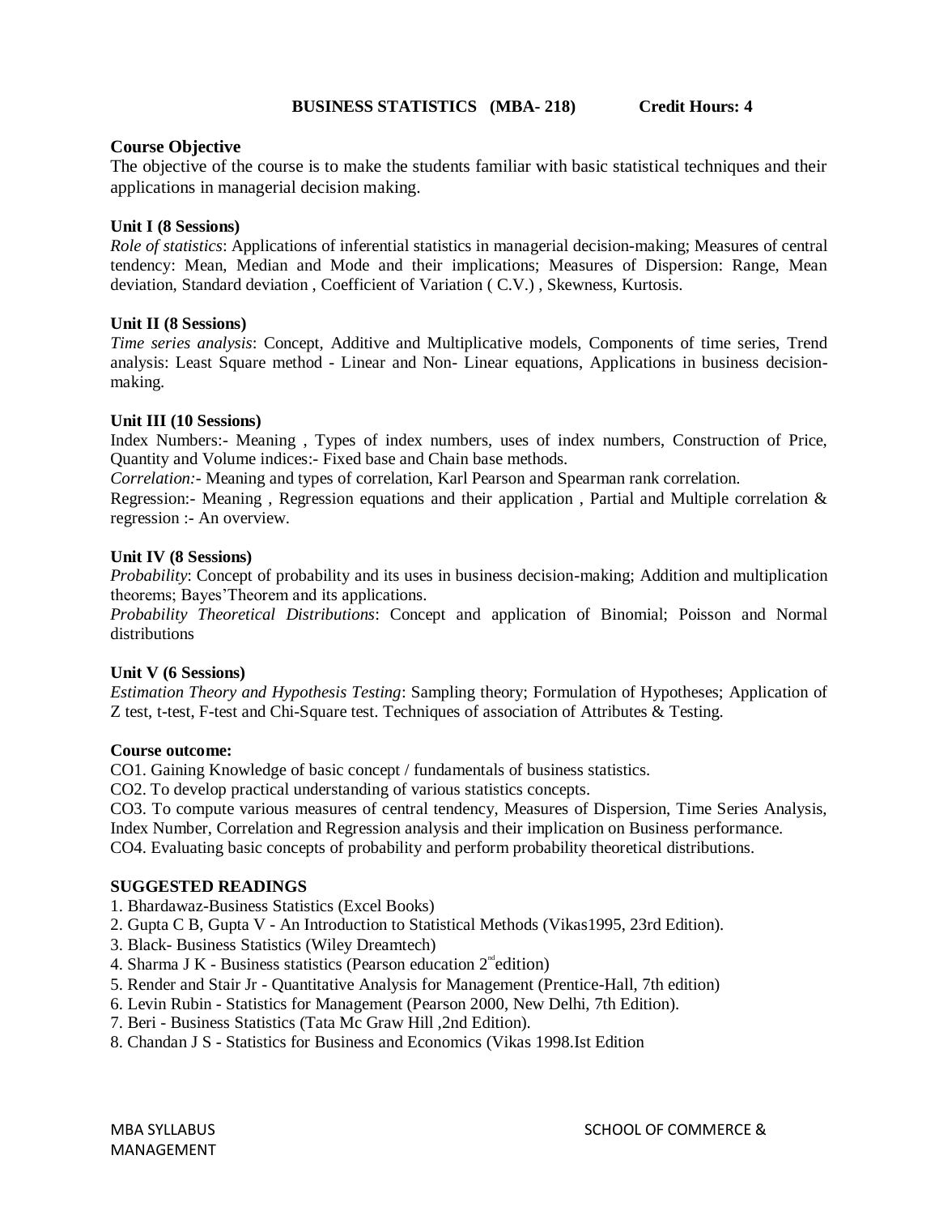## BUSINESS STATISTICS (MBA- 218) Credit Hours: 4

### Course Objective

The objective of the course is to make the students familiar with basic statistical techniques and their applications in managerial decision making.

**Unit I (8 Sessions)**

*Role of statistics*: Applications of inferential statistics in managerial decision-making; Measures of central tendency: Mean, Median and Mode and their implications; Measures of Dispersion: Range, Mean deviation, Standard deviation , Coefficient of Variation ( C.V.) , Skewness, Kurtosis.

**Unit II (8 Sessions)**

*Time series analysis*: Concept, Additive and Multiplicative models, Components of time series, Trend analysis: Least Square method - Linear and Non- Linear equations, Applications in business decision-making.

**Unit III (10 Sessions)**

Index Numbers:- Meaning , Types of index numbers, uses of index numbers, Construction of Price, Quantity and Volume indices:- Fixed base and Chain base methods.

*Correlation:*- Meaning and types of correlation, Karl Pearson and Spearman rank correlation.

Regression:- Meaning , Regression equations and their application , Partial and Multiple correlation & regression :- An overview.

**Unit IV (8 Sessions)**

*Probability*: Concept of probability and its uses in business decision-making; Addition and multiplication theorems; Bayes'Theorem and its applications.

*Probability Theoretical Distributions*: Concept and application of Binomial; Poisson and Normal distributions

**Unit V (6 Sessions)**

*Estimation Theory and Hypothesis Testing*: Sampling theory; Formulation of Hypotheses; Application of Z test, t-test, F-test and Chi-Square test. Techniques of association of Attributes & Testing.

**Course outcome:**

CO1. Gaining Knowledge of basic concept / fundamentals of business statistics.

CO2. To develop practical understanding of various statistics concepts.

CO3. To compute various measures of central tendency, Measures of Dispersion, Time Series Analysis, Index Number, Correlation and Regression analysis and their implication on Business performance.

CO4. Evaluating basic concepts of probability and perform probability theoretical distributions.

**SUGGESTED READINGS**

1. Bhardawaz-Business Statistics (Excel Books)
2. Gupta C B, Gupta V - An Introduction to Statistical Methods (Vikas1995, 23rd Edition).
3. Black- Business Statistics (Wiley Dreamtech)
4. Sharma J K - Business statistics (Pearson education 2nd edition)
5. Render and Stair Jr - Quantitative Analysis for Management (Prentice-Hall, 7th edition)
6. Levin Rubin - Statistics for Management (Pearson 2000, New Delhi, 7th Edition).
7. Beri - Business Statistics (Tata Mc Graw Hill ,2nd Edition).
8. Chandan J S - Statistics for Business and Economics (Vikas 1998.Ist Edition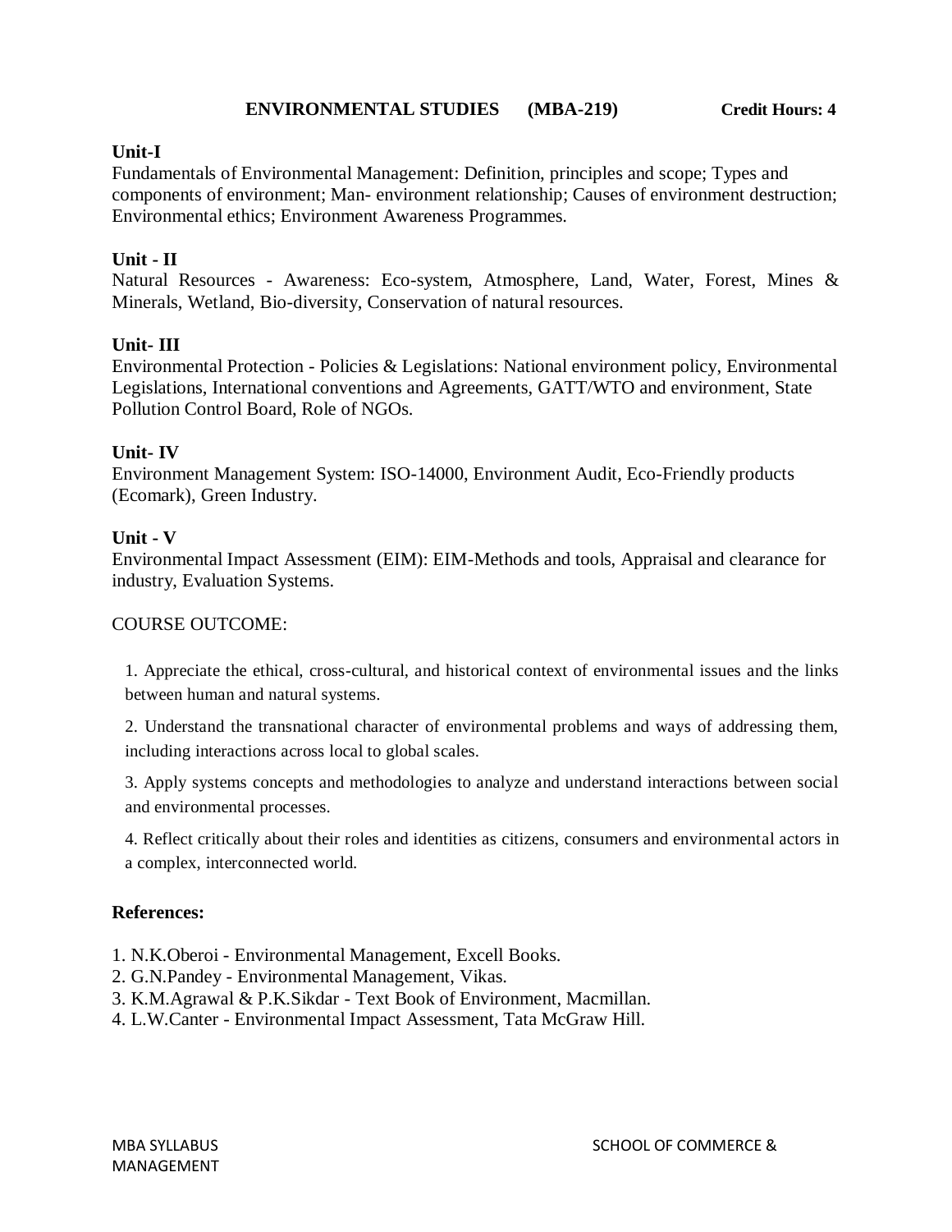## ENVIRONMENTAL STUDIES (MBA-219) **Credit Hours: 4**

**Unit-I**

Fundamentals of Environmental Management: Definition, principles and scope; Types and components of environment; Man- environment relationship; Causes of environment destruction; Environmental ethics; Environment Awareness Programmes.

**Unit - II**

Natural Resources - Awareness: Eco-system, Atmosphere, Land, Water, Forest, Mines & Minerals, Wetland, Bio-diversity, Conservation of natural resources.

**Unit- III**

Environmental Protection - Policies & Legislations: National environment policy, Environmental Legislations, International conventions and Agreements, GATT/WTO and environment, State Pollution Control Board, Role of NGOs.

**Unit- IV**

Environment Management System: ISO-14000, Environment Audit, Eco-Friendly products (Ecomark), Green Industry.

**Unit - V**

Environmental Impact Assessment (EIM): EIM-Methods and tools, Appraisal and clearance for industry, Evaluation Systems.

COURSE OUTCOME:

1. Appreciate the ethical, cross-cultural, and historical context of environmental issues and the links between human and natural systems.
2. Understand the transnational character of environmental problems and ways of addressing them, including interactions across local to global scales.
3. Apply systems concepts and methodologies to analyze and understand interactions between social and environmental processes.
4. Reflect critically about their roles and identities as citizens, consumers and environmental actors in a complex, interconnected world.

**References:**

1. N.K.Oberoi - Environmental Management, Excell Books.
2. G.N.Pandey - Environmental Management, Vikas.
3. K.M.Agrawal & P.K.Sikdar - Text Book of Environment, Macmillan.
4. L.W.Canter - Environmental Impact Assessment, Tata McGraw Hill.